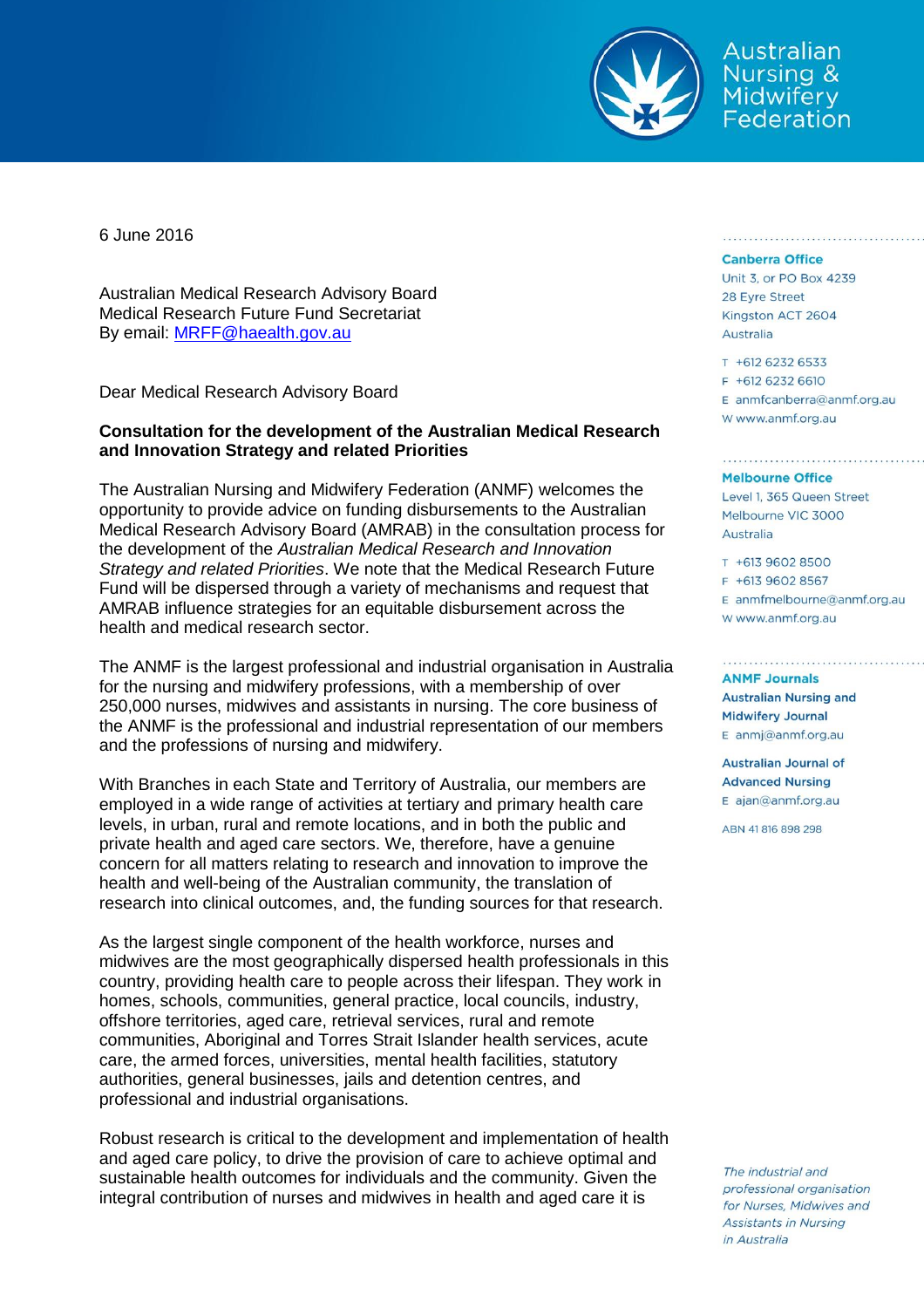Australian Nursing & Midwifery Federation

6 June 2016

Australian Medical Research Advisory Board
Medical Research Future Fund Secretariat
By email: MRFF@haealth.gov.au

Dear Medical Research Advisory Board

**Consultation for the development of the Australian Medical Research and Innovation Strategy and related Priorities**

The Australian Nursing and Midwifery Federation (ANMF) welcomes the opportunity to provide advice on funding disbursements to the Australian Medical Research Advisory Board (AMRAB) in the consultation process for the development of the *Australian Medical Research and Innovation Strategy and related Priorities*. We note that the Medical Research Future Fund will be dispersed through a variety of mechanisms and request that AMRAB influence strategies for an equitable disbursement across the health and medical research sector.

The ANMF is the largest professional and industrial organisation in Australia for the nursing and midwifery professions, with a membership of over 250,000 nurses, midwives and assistants in nursing. The core business of the ANMF is the professional and industrial representation of our members and the professions of nursing and midwifery.

With Branches in each State and Territory of Australia, our members are employed in a wide range of activities at tertiary and primary health care levels, in urban, rural and remote locations, and in both the public and private health and aged care sectors. We, therefore, have a genuine concern for all matters relating to research and innovation to improve the health and well-being of the Australian community, the translation of research into clinical outcomes, and, the funding sources for that research.

As the largest single component of the health workforce, nurses and midwives are the most geographically dispersed health professionals in this country, providing health care to people across their lifespan. They work in homes, schools, communities, general practice, local councils, industry, offshore territories, aged care, retrieval services, rural and remote communities, Aboriginal and Torres Strait Islander health services, acute care, the armed forces, universities, mental health facilities, statutory authorities, general businesses, jails and detention centres, and professional and industrial organisations.

Robust research is critical to the development and implementation of health and aged care policy, to drive the provision of care to achieve optimal and sustainable health outcomes for individuals and the community. Given the integral contribution of nurses and midwives in health and aged care it is

**Canberra Office**
Unit 3, or PO Box 4239
28 Eyre Street
Kingston ACT 2604
Australia

T +612 6232 6533
F +612 6232 6610
E anmfcanberra@anmf.org.au
W www.anmf.org.au

**Melbourne Office**
Level 1, 365 Queen Street
Melbourne VIC 3000
Australia

T +613 9602 8500
F +613 9602 8567
E anmfmelbourne@anmf.org.au
W www.anmf.org.au

**ANMF Journals**

**Australian Nursing and Midwifery Journal**
E anmj@anmf.org.au

**Australian Journal of Advanced Nursing**
E ajan@anmf.org.au

ABN 41 816 898 298

*The industrial and professional organisation for Nurses, Midwives and Assistants in Nursing in Australia*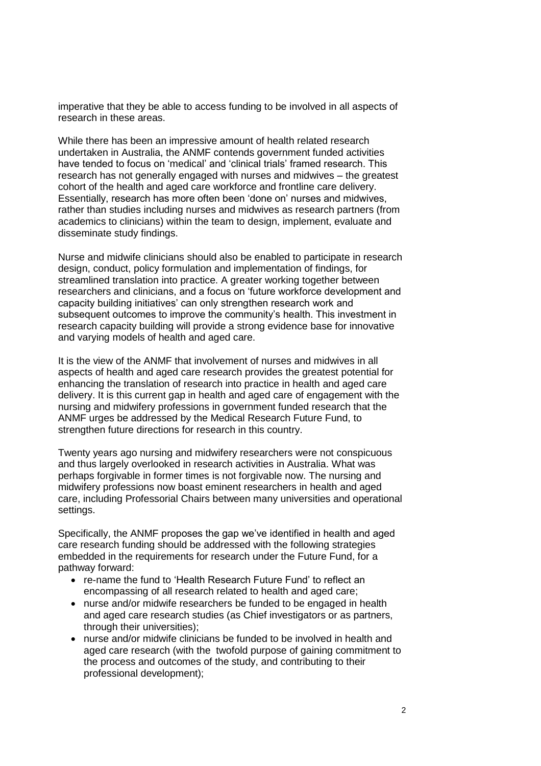imperative that they be able to access funding to be involved in all aspects of research in these areas.

While there has been an impressive amount of health related research undertaken in Australia, the ANMF contends government funded activities have tended to focus on 'medical' and 'clinical trials' framed research. This research has not generally engaged with nurses and midwives – the greatest cohort of the health and aged care workforce and frontline care delivery. Essentially, research has more often been 'done on' nurses and midwives, rather than studies including nurses and midwives as research partners (from academics to clinicians) within the team to design, implement, evaluate and disseminate study findings.

Nurse and midwife clinicians should also be enabled to participate in research design, conduct, policy formulation and implementation of findings, for streamlined translation into practice. A greater working together between researchers and clinicians, and a focus on 'future workforce development and capacity building initiatives' can only strengthen research work and subsequent outcomes to improve the community's health. This investment in research capacity building will provide a strong evidence base for innovative and varying models of health and aged care.

It is the view of the ANMF that involvement of nurses and midwives in all aspects of health and aged care research provides the greatest potential for enhancing the translation of research into practice in health and aged care delivery. It is this current gap in health and aged care of engagement with the nursing and midwifery professions in government funded research that the ANMF urges be addressed by the Medical Research Future Fund, to strengthen future directions for research in this country.

Twenty years ago nursing and midwifery researchers were not conspicuous and thus largely overlooked in research activities in Australia. What was perhaps forgivable in former times is not forgivable now. The nursing and midwifery professions now boast eminent researchers in health and aged care, including Professorial Chairs between many universities and operational settings.

Specifically, the ANMF proposes the gap we've identified in health and aged care research funding should be addressed with the following strategies embedded in the requirements for research under the Future Fund, for a pathway forward:

- re-name the fund to 'Health Research Future Fund' to reflect an encompassing of all research related to health and aged care;
- nurse and/or midwife researchers be funded to be engaged in health and aged care research studies (as Chief investigators or as partners, through their universities);
- nurse and/or midwife clinicians be funded to be involved in health and aged care research (with the twofold purpose of gaining commitment to the process and outcomes of the study, and contributing to their professional development);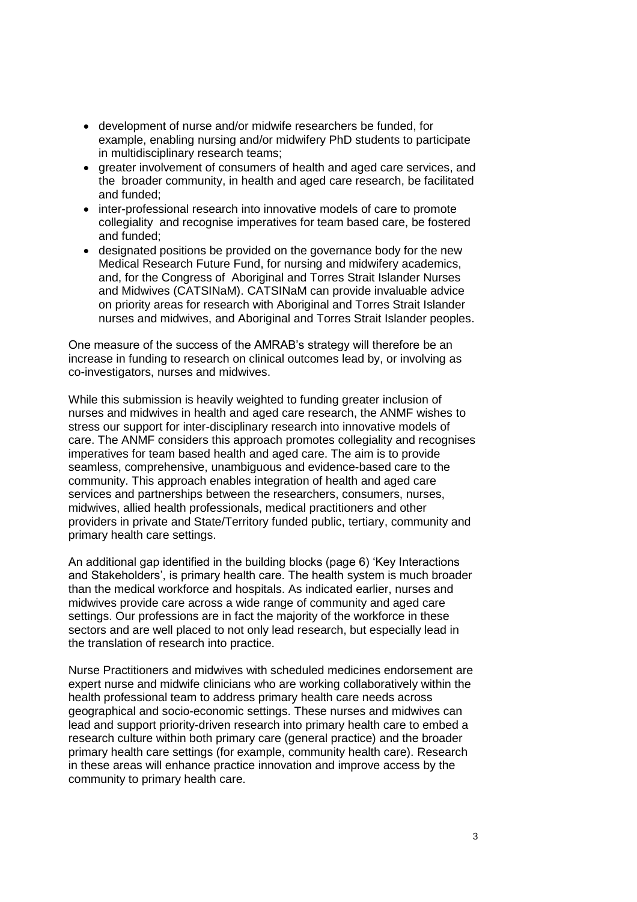- development of nurse and/or midwife researchers be funded, for example, enabling nursing and/or midwifery PhD students to participate in multidisciplinary research teams;
- greater involvement of consumers of health and aged care services, and the broader community, in health and aged care research, be facilitated and funded;
- inter-professional research into innovative models of care to promote collegiality and recognise imperatives for team based care, be fostered and funded;
- designated positions be provided on the governance body for the new Medical Research Future Fund, for nursing and midwifery academics, and, for the Congress of Aboriginal and Torres Strait Islander Nurses and Midwives (CATSINaM). CATSINaM can provide invaluable advice on priority areas for research with Aboriginal and Torres Strait Islander nurses and midwives, and Aboriginal and Torres Strait Islander peoples.

One measure of the success of the AMRAB's strategy will therefore be an increase in funding to research on clinical outcomes lead by, or involving as co-investigators, nurses and midwives.

While this submission is heavily weighted to funding greater inclusion of nurses and midwives in health and aged care research, the ANMF wishes to stress our support for inter-disciplinary research into innovative models of care. The ANMF considers this approach promotes collegiality and recognises imperatives for team based health and aged care. The aim is to provide seamless, comprehensive, unambiguous and evidence-based care to the community. This approach enables integration of health and aged care services and partnerships between the researchers, consumers, nurses, midwives, allied health professionals, medical practitioners and other providers in private and State/Territory funded public, tertiary, community and primary health care settings.

An additional gap identified in the building blocks (page 6) 'Key Interactions and Stakeholders', is primary health care. The health system is much broader than the medical workforce and hospitals. As indicated earlier, nurses and midwives provide care across a wide range of community and aged care settings. Our professions are in fact the majority of the workforce in these sectors and are well placed to not only lead research, but especially lead in the translation of research into practice.

Nurse Practitioners and midwives with scheduled medicines endorsement are expert nurse and midwife clinicians who are working collaboratively within the health professional team to address primary health care needs across geographical and socio-economic settings. These nurses and midwives can lead and support priority-driven research into primary health care to embed a research culture within both primary care (general practice) and the broader primary health care settings (for example, community health care). Research in these areas will enhance practice innovation and improve access by the community to primary health care.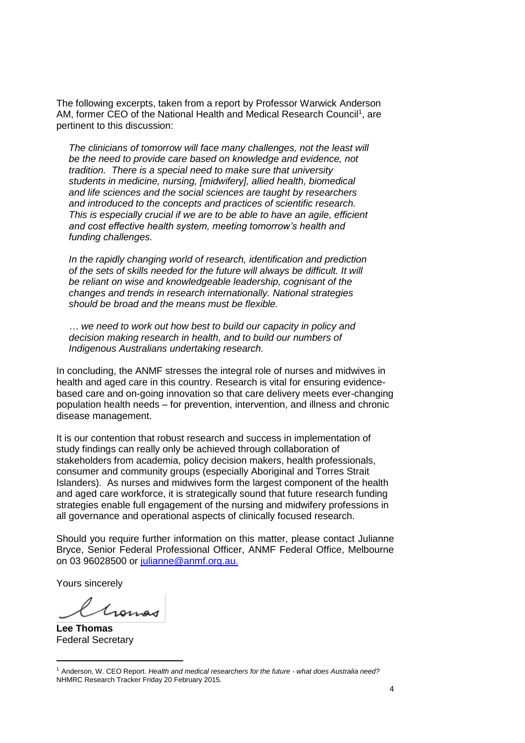The following excerpts, taken from a report by Professor Warwick Anderson AM, former CEO of the National Health and Medical Research Council[1], are pertinent to this discussion:

> *The clinicians of tomorrow will face many challenges, not the least will be the need to provide care based on knowledge and evidence, not tradition. There is a special need to make sure that university students in medicine, nursing, [midwifery], allied health, biomedical and life sciences and the social sciences are taught by researchers and introduced to the concepts and practices of scientific research. This is especially crucial if we are to be able to have an agile, efficient and cost effective health system, meeting tomorrow's health and funding challenges.*
>
> *In the rapidly changing world of research, identification and prediction of the sets of skills needed for the future will always be difficult. It will be reliant on wise and knowledgeable leadership, cognisant of the changes and trends in research internationally. National strategies should be broad and the means must be flexible.*
>
> *… we need to work out how best to build our capacity in policy and decision making research in health, and to build our numbers of Indigenous Australians undertaking research.*

In concluding, the ANMF stresses the integral role of nurses and midwives in health and aged care in this country. Research is vital for ensuring evidence-based care and on-going innovation so that care delivery meets ever-changing population health needs – for prevention, intervention, and illness and chronic disease management.

It is our contention that robust research and success in implementation of study findings can really only be achieved through collaboration of stakeholders from academia, policy decision makers, health professionals, consumer and community groups (especially Aboriginal and Torres Strait Islanders). As nurses and midwives form the largest component of the health and aged care workforce, it is strategically sound that future research funding strategies enable full engagement of the nursing and midwifery professions in all governance and operational aspects of clinically focused research.

Should you require further information on this matter, please contact Julianne Bryce, Senior Federal Professional Officer, ANMF Federal Office, Melbourne on 03 96028500 or julianne@anmf.org.au.

Yours sincerely

**Lee Thomas**
Federal Secretary

---

[1] Anderson, W. CEO Report. *Health and medical researchers for the future - what does Australia need?* NHMRC Research Tracker Friday 20 February 2015.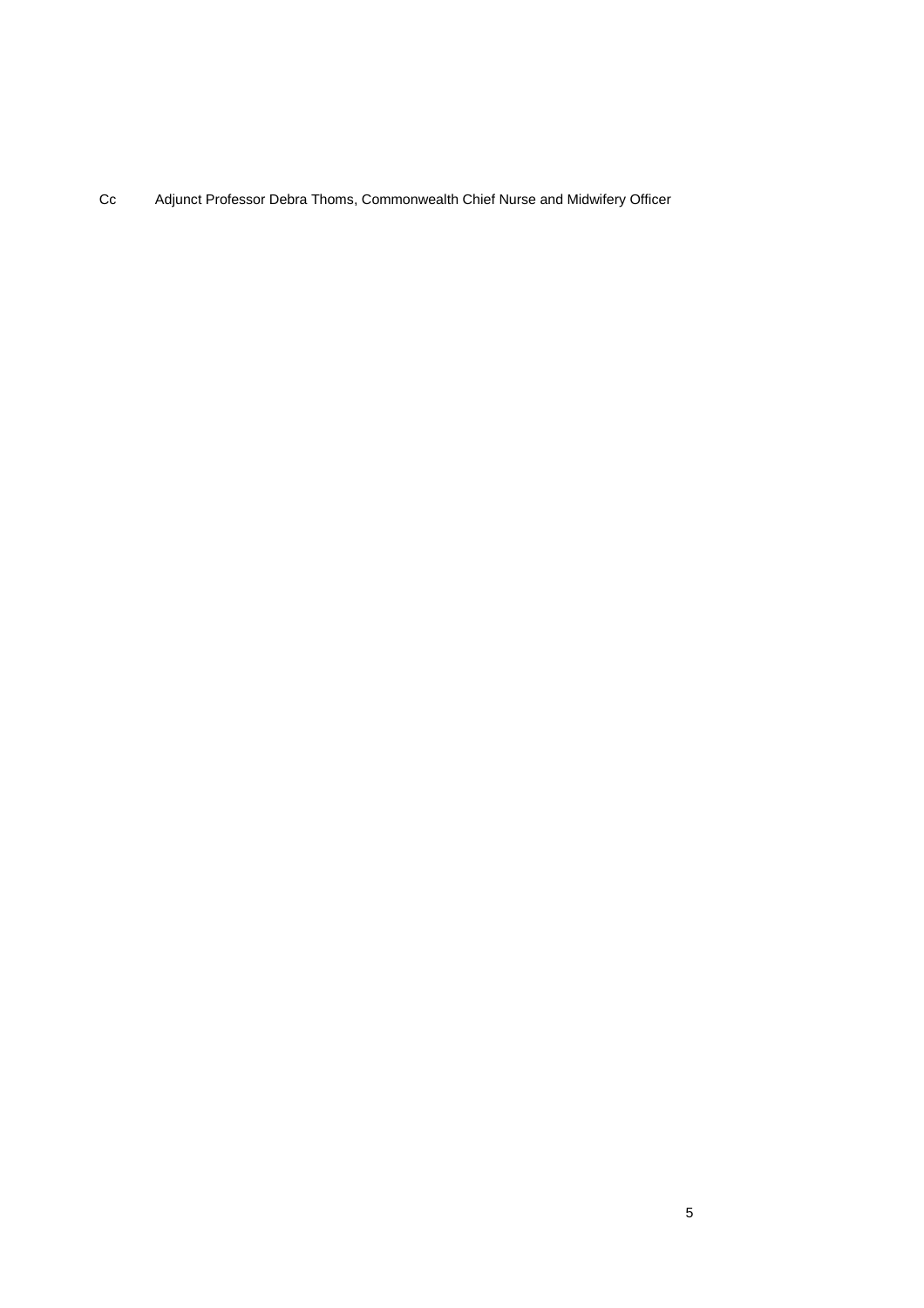Cc Adjunct Professor Debra Thoms, Commonwealth Chief Nurse and Midwifery Officer